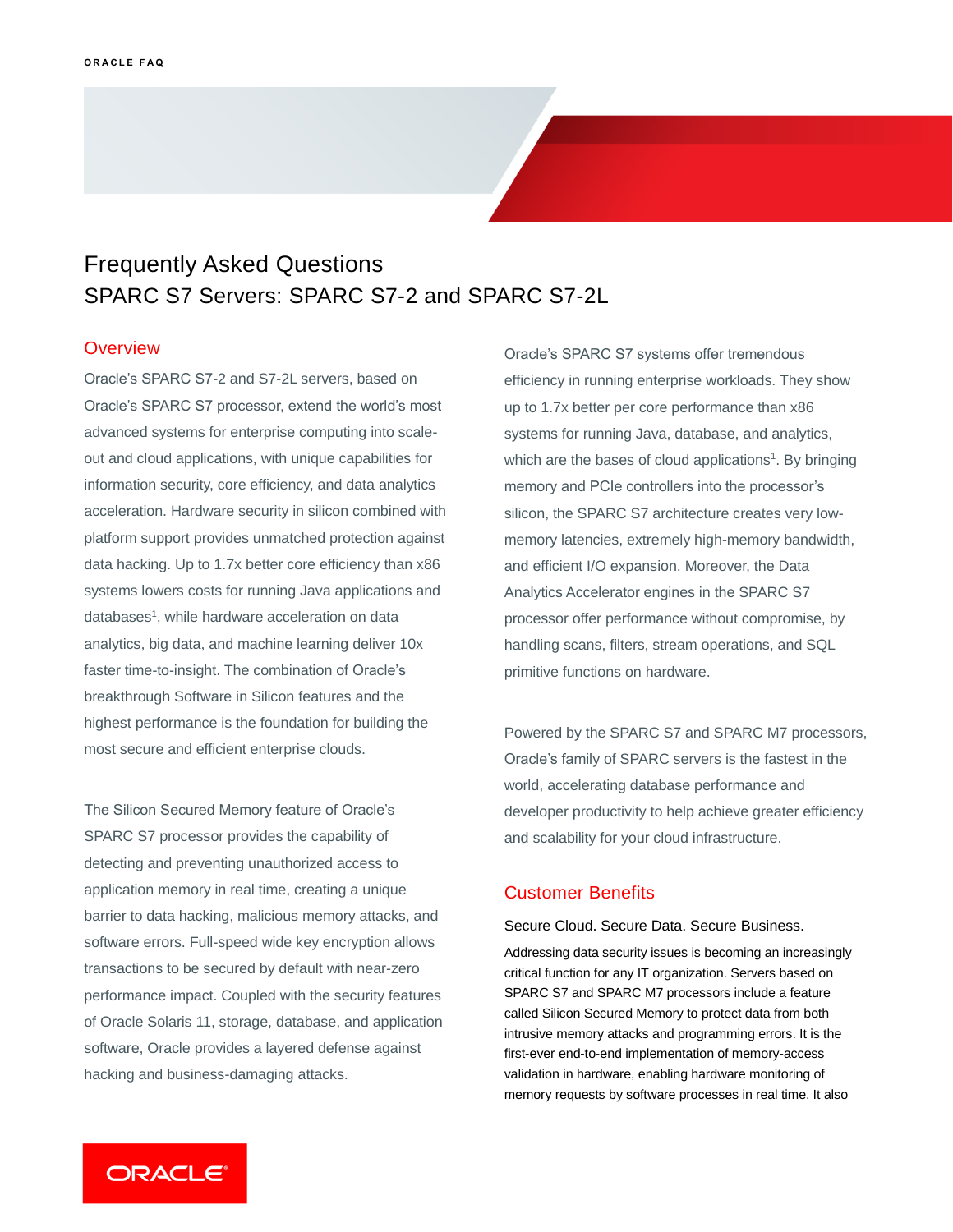# Frequently Asked Questions
## SPARC S7 Servers: SPARC S7-2 and SPARC S7-2L

### Overview

Oracle's SPARC S7-2 and S7-2L servers, based on Oracle's SPARC S7 processor, extend the world's most advanced systems for enterprise computing into scale-out and cloud applications, with unique capabilities for information security, core efficiency, and data analytics acceleration. Hardware security in silicon combined with platform support provides unmatched protection against data hacking. Up to 1.7x better core efficiency than x86 systems lowers costs for running Java applications and databases[1], while hardware acceleration on data analytics, big data, and machine learning deliver 10x faster time-to-insight. The combination of Oracle's breakthrough Software in Silicon features and the highest performance is the foundation for building the most secure and efficient enterprise clouds.

The Silicon Secured Memory feature of Oracle's SPARC S7 processor provides the capability of detecting and preventing unauthorized access to application memory in real time, creating a unique barrier to data hacking, malicious memory attacks, and software errors. Full-speed wide key encryption allows transactions to be secured by default with near-zero performance impact. Coupled with the security features of Oracle Solaris 11, storage, database, and application software, Oracle provides a layered defense against hacking and business-damaging attacks.

Oracle's SPARC S7 systems offer tremendous efficiency in running enterprise workloads. They show up to 1.7x better per core performance than x86 systems for running Java, database, and analytics, which are the bases of cloud applications[1]. By bringing memory and PCIe controllers into the processor's silicon, the SPARC S7 architecture creates very low-memory latencies, extremely high-memory bandwidth, and efficient I/O expansion. Moreover, the Data Analytics Accelerator engines in the SPARC S7 processor offer performance without compromise, by handling scans, filters, stream operations, and SQL primitive functions on hardware.

Powered by the SPARC S7 and SPARC M7 processors, Oracle's family of SPARC servers is the fastest in the world, accelerating database performance and developer productivity to help achieve greater efficiency and scalability for your cloud infrastructure.

### Customer Benefits

#### Secure Cloud. Secure Data. Secure Business.

Addressing data security issues is becoming an increasingly critical function for any IT organization. Servers based on SPARC S7 and SPARC M7 processors include a feature called Silicon Secured Memory to protect data from both intrusive memory attacks and programming errors. It is the first-ever end-to-end implementation of memory-access validation in hardware, enabling hardware monitoring of memory requests by software processes in real time. It also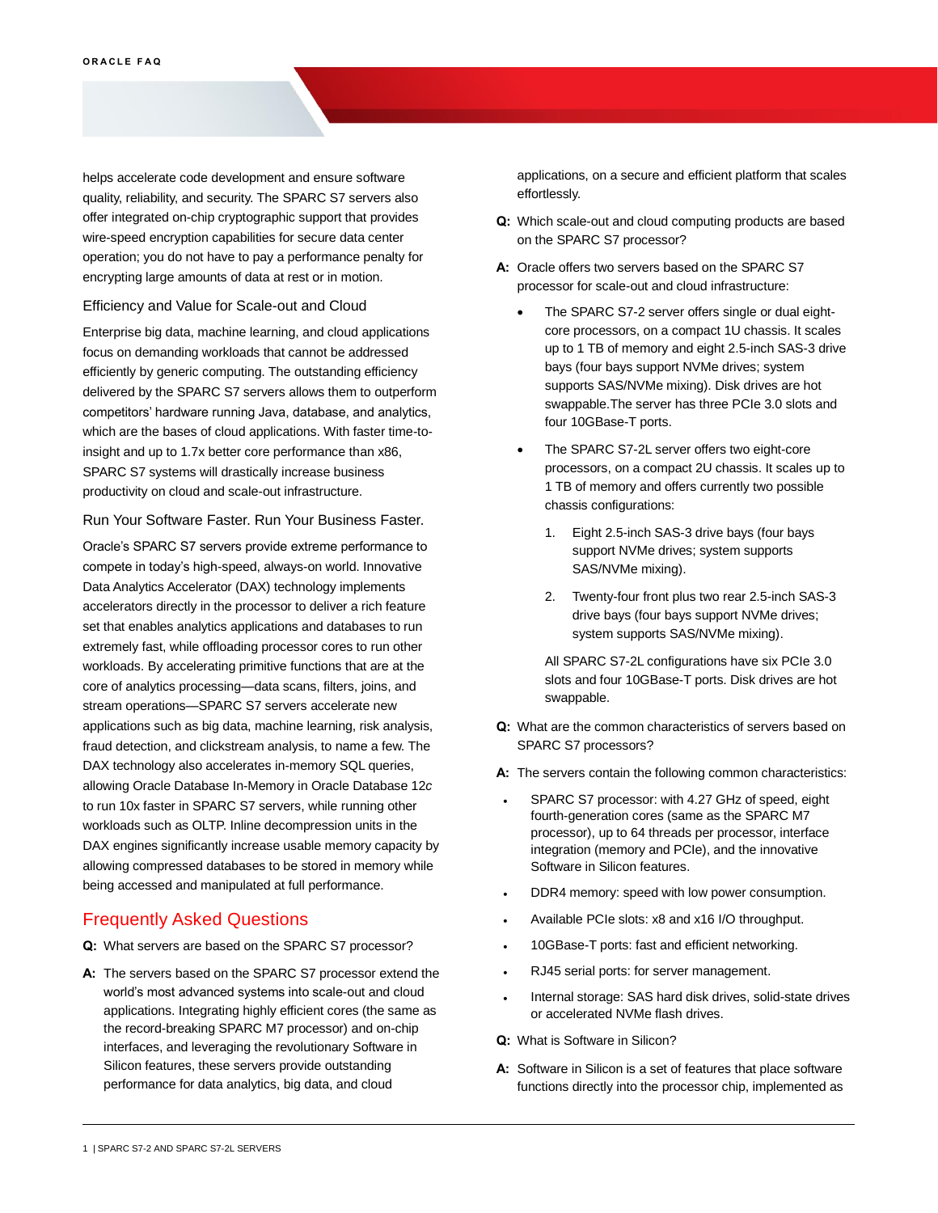helps accelerate code development and ensure software quality, reliability, and security. The SPARC S7 servers also offer integrated on-chip cryptographic support that provides wire-speed encryption capabilities for secure data center operation; you do not have to pay a performance penalty for encrypting large amounts of data at rest or in motion.

### Efficiency and Value for Scale-out and Cloud

Enterprise big data, machine learning, and cloud applications focus on demanding workloads that cannot be addressed efficiently by generic computing. The outstanding efficiency delivered by the SPARC S7 servers allows them to outperform competitors' hardware running Java, database, and analytics, which are the bases of cloud applications. With faster time-to-insight and up to 1.7x better core performance than x86, SPARC S7 systems will drastically increase business productivity on cloud and scale-out infrastructure.

### Run Your Software Faster. Run Your Business Faster.

Oracle's SPARC S7 servers provide extreme performance to compete in today's high-speed, always-on world. Innovative Data Analytics Accelerator (DAX) technology implements accelerators directly in the processor to deliver a rich feature set that enables analytics applications and databases to run extremely fast, while offloading processor cores to run other workloads. By accelerating primitive functions that are at the core of analytics processing—data scans, filters, joins, and stream operations—SPARC S7 servers accelerate new applications such as big data, machine learning, risk analysis, fraud detection, and clickstream analysis, to name a few. The DAX technology also accelerates in-memory SQL queries, allowing Oracle Database In-Memory in Oracle Database 12*c* to run 10x faster in SPARC S7 servers, while running other workloads such as OLTP. Inline decompression units in the DAX engines significantly increase usable memory capacity by allowing compressed databases to be stored in memory while being accessed and manipulated at full performance.

## Frequently Asked Questions

**Q:** What servers are based on the SPARC S7 processor?

**A:** The servers based on the SPARC S7 processor extend the world's most advanced systems into scale-out and cloud applications. Integrating highly efficient cores (the same as the record-breaking SPARC M7 processor) and on-chip interfaces, and leveraging the revolutionary Software in Silicon features, these servers provide outstanding performance for data analytics, big data, and cloud applications, on a secure and efficient platform that scales effortlessly.

**Q:** Which scale-out and cloud computing products are based on the SPARC S7 processor?

**A:** Oracle offers two servers based on the SPARC S7 processor for scale-out and cloud infrastructure:

- The SPARC S7-2 server offers single or dual eight-core processors, on a compact 1U chassis. It scales up to 1 TB of memory and eight 2.5-inch SAS-3 drive bays (four bays support NVMe drives; system supports SAS/NVMe mixing). Disk drives are hot swappable.The server has three PCIe 3.0 slots and four 10GBase-T ports.
- The SPARC S7-2L server offers two eight-core processors, on a compact 2U chassis. It scales up to 1 TB of memory and offers currently two possible chassis configurations:
  1. Eight 2.5-inch SAS-3 drive bays (four bays support NVMe drives; system supports SAS/NVMe mixing).
  2. Twenty-four front plus two rear 2.5-inch SAS-3 drive bays (four bays support NVMe drives; system supports SAS/NVMe mixing).

  All SPARC S7-2L configurations have six PCIe 3.0 slots and four 10GBase-T ports. Disk drives are hot swappable.

**Q:** What are the common characteristics of servers based on SPARC S7 processors?

**A:** The servers contain the following common characteristics:

- SPARC S7 processor: with 4.27 GHz of speed, eight fourth-generation cores (same as the SPARC M7 processor), up to 64 threads per processor, interface integration (memory and PCIe), and the innovative Software in Silicon features.
- DDR4 memory: speed with low power consumption.
- Available PCIe slots: x8 and x16 I/O throughput.
- 10GBase-T ports: fast and efficient networking.
- RJ45 serial ports: for server management.
- Internal storage: SAS hard disk drives, solid-state drives or accelerated NVMe flash drives.

**Q:** What is Software in Silicon?

**A:** Software in Silicon is a set of features that place software functions directly into the processor chip, implemented as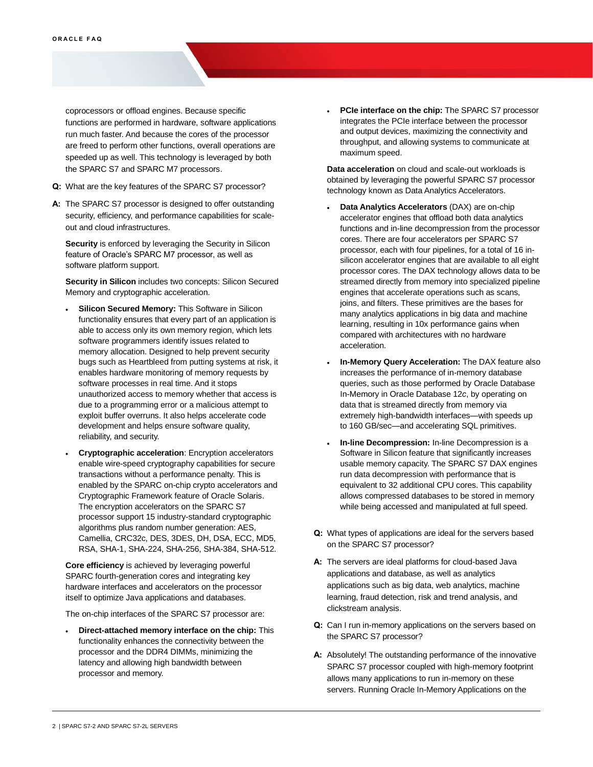coprocessors or offload engines. Because specific functions are performed in hardware, software applications run much faster. And because the cores of the processor are freed to perform other functions, overall operations are speeded up as well. This technology is leveraged by both the SPARC S7 and SPARC M7 processors.

**Q:** What are the key features of the SPARC S7 processor?

**A:** The SPARC S7 processor is designed to offer outstanding security, efficiency, and performance capabilities for scale-out and cloud infrastructures.

**Security** is enforced by leveraging the Security in Silicon feature of Oracle's SPARC M7 processor, as well as software platform support.

**Security in Silicon** includes two concepts: Silicon Secured Memory and cryptographic acceleration.

- **Silicon Secured Memory:** This Software in Silicon functionality ensures that every part of an application is able to access only its own memory region, which lets software programmers identify issues related to memory allocation. Designed to help prevent security bugs such as Heartbleed from putting systems at risk, it enables hardware monitoring of memory requests by software processes in real time. And it stops unauthorized access to memory whether that access is due to a programming error or a malicious attempt to exploit buffer overruns. It also helps accelerate code development and helps ensure software quality, reliability, and security.
- **Cryptographic acceleration**: Encryption accelerators enable wire-speed cryptography capabilities for secure transactions without a performance penalty. This is enabled by the SPARC on-chip crypto accelerators and Cryptographic Framework feature of Oracle Solaris. The encryption accelerators on the SPARC S7 processor support 15 industry-standard cryptographic algorithms plus random number generation: AES, Camellia, CRC32c, DES, 3DES, DH, DSA, ECC, MD5, RSA, SHA-1, SHA-224, SHA-256, SHA-384, SHA-512.

**Core efficiency** is achieved by leveraging powerful SPARC fourth-generation cores and integrating key hardware interfaces and accelerators on the processor itself to optimize Java applications and databases.

The on-chip interfaces of the SPARC S7 processor are:

- **Direct-attached memory interface on the chip:** This functionality enhances the connectivity between the processor and the DDR4 DIMMs, minimizing the latency and allowing high bandwidth between processor and memory.
- **PCIe interface on the chip:** The SPARC S7 processor integrates the PCIe interface between the processor and output devices, maximizing the connectivity and throughput, and allowing systems to communicate at maximum speed.

**Data acceleration** on cloud and scale-out workloads is obtained by leveraging the powerful SPARC S7 processor technology known as Data Analytics Accelerators.

- **Data Analytics Accelerators** (DAX) are on-chip accelerator engines that offload both data analytics functions and in-line decompression from the processor cores. There are four accelerators per SPARC S7 processor, each with four pipelines, for a total of 16 in-silicon accelerator engines that are available to all eight processor cores. The DAX technology allows data to be streamed directly from memory into specialized pipeline engines that accelerate operations such as scans, joins, and filters. These primitives are the bases for many analytics applications in big data and machine learning, resulting in 10x performance gains when compared with architectures with no hardware acceleration.
- **In-Memory Query Acceleration:** The DAX feature also increases the performance of in-memory database queries, such as those performed by Oracle Database In-Memory in Oracle Database 12c, by operating on data that is streamed directly from memory via extremely high-bandwidth interfaces—with speeds up to 160 GB/sec—and accelerating SQL primitives.
- **In-line Decompression:** In-line Decompression is a Software in Silicon feature that significantly increases usable memory capacity. The SPARC S7 DAX engines run data decompression with performance that is equivalent to 32 additional CPU cores. This capability allows compressed databases to be stored in memory while being accessed and manipulated at full speed.

**Q:** What types of applications are ideal for the servers based on the SPARC S7 processor?

**A:** The servers are ideal platforms for cloud-based Java applications and database, as well as analytics applications such as big data, web analytics, machine learning, fraud detection, risk and trend analysis, and clickstream analysis.

**Q:** Can I run in-memory applications on the servers based on the SPARC S7 processor?

**A:** Absolutely! The outstanding performance of the innovative SPARC S7 processor coupled with high-memory footprint allows many applications to run in-memory on these servers. Running Oracle In-Memory Applications on the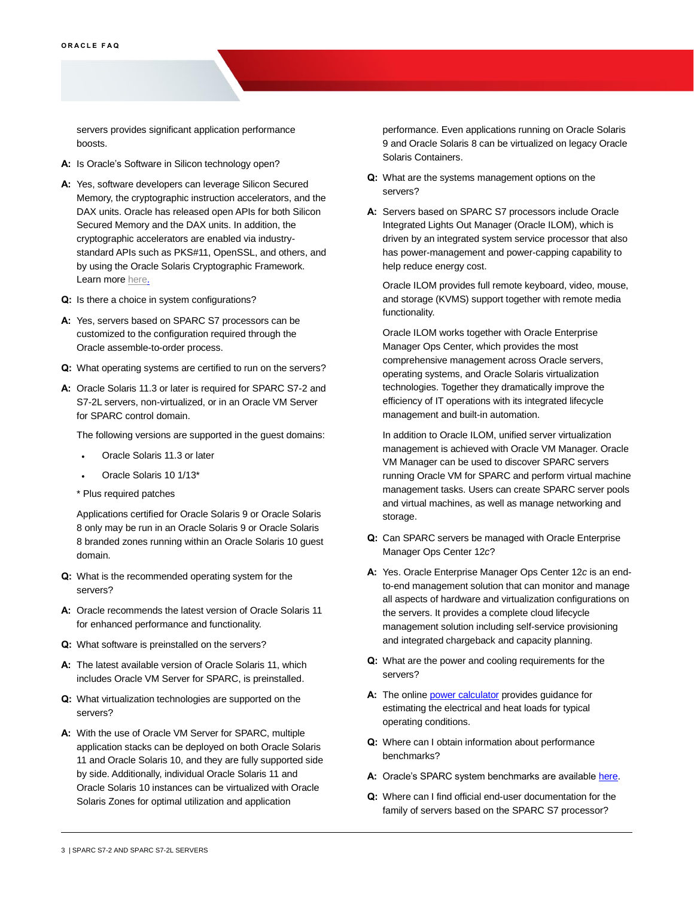servers provides significant application performance boosts.

**A:** Is Oracle's Software in Silicon technology open?

**A:** Yes, software developers can leverage Silicon Secured Memory, the cryptographic instruction accelerators, and the DAX units. Oracle has released open APIs for both Silicon Secured Memory and the DAX units. In addition, the cryptographic accelerators are enabled via industry-standard APIs such as PKS#11, OpenSSL, and others, and by using the Oracle Solaris Cryptographic Framework. Learn more here.

**Q:** Is there a choice in system configurations?

**A:** Yes, servers based on SPARC S7 processors can be customized to the configuration required through the Oracle assemble-to-order process.

**Q:** What operating systems are certified to run on the servers?

**A:** Oracle Solaris 11.3 or later is required for SPARC S7-2 and S7-2L servers, non-virtualized, or in an Oracle VM Server for SPARC control domain.

The following versions are supported in the guest domains:

- Oracle Solaris 11.3 or later
- Oracle Solaris 10 1/13*

\* Plus required patches

Applications certified for Oracle Solaris 9 or Oracle Solaris 8 only may be run in an Oracle Solaris 9 or Oracle Solaris 8 branded zones running within an Oracle Solaris 10 guest domain.

**Q:** What is the recommended operating system for the servers?

**A:** Oracle recommends the latest version of Oracle Solaris 11 for enhanced performance and functionality.

**Q:** What software is preinstalled on the servers?

**A:** The latest available version of Oracle Solaris 11, which includes Oracle VM Server for SPARC, is preinstalled.

**Q:** What virtualization technologies are supported on the servers?

**A:** With the use of Oracle VM Server for SPARC, multiple application stacks can be deployed on both Oracle Solaris 11 and Oracle Solaris 10, and they are fully supported side by side. Additionally, individual Oracle Solaris 11 and Oracle Solaris 10 instances can be virtualized with Oracle Solaris Zones for optimal utilization and application performance. Even applications running on Oracle Solaris 9 and Oracle Solaris 8 can be virtualized on legacy Oracle Solaris Containers.

**Q:** What are the systems management options on the servers?

**A:** Servers based on SPARC S7 processors include Oracle Integrated Lights Out Manager (Oracle ILOM), which is driven by an integrated system service processor that also has power-management and power-capping capability to help reduce energy cost.

Oracle ILOM provides full remote keyboard, video, mouse, and storage (KVMS) support together with remote media functionality.

Oracle ILOM works together with Oracle Enterprise Manager Ops Center, which provides the most comprehensive management across Oracle servers, operating systems, and Oracle Solaris virtualization technologies. Together they dramatically improve the efficiency of IT operations with its integrated lifecycle management and built-in automation.

In addition to Oracle ILOM, unified server virtualization management is achieved with Oracle VM Manager. Oracle VM Manager can be used to discover SPARC servers running Oracle VM for SPARC and perform virtual machine management tasks. Users can create SPARC server pools and virtual machines, as well as manage networking and storage.

**Q:** Can SPARC servers be managed with Oracle Enterprise Manager Ops Center 12*c*?

**A:** Yes. Oracle Enterprise Manager Ops Center 12*c* is an end-to-end management solution that can monitor and manage all aspects of hardware and virtualization configurations on the servers. It provides a complete cloud lifecycle management solution including self-service provisioning and integrated chargeback and capacity planning.

**Q:** What are the power and cooling requirements for the servers?

**A:** The online power calculator provides guidance for estimating the electrical and heat loads for typical operating conditions.

**Q:** Where can I obtain information about performance benchmarks?

**A:** Oracle's SPARC system benchmarks are available here.

**Q:** Where can I find official end-user documentation for the family of servers based on the SPARC S7 processor?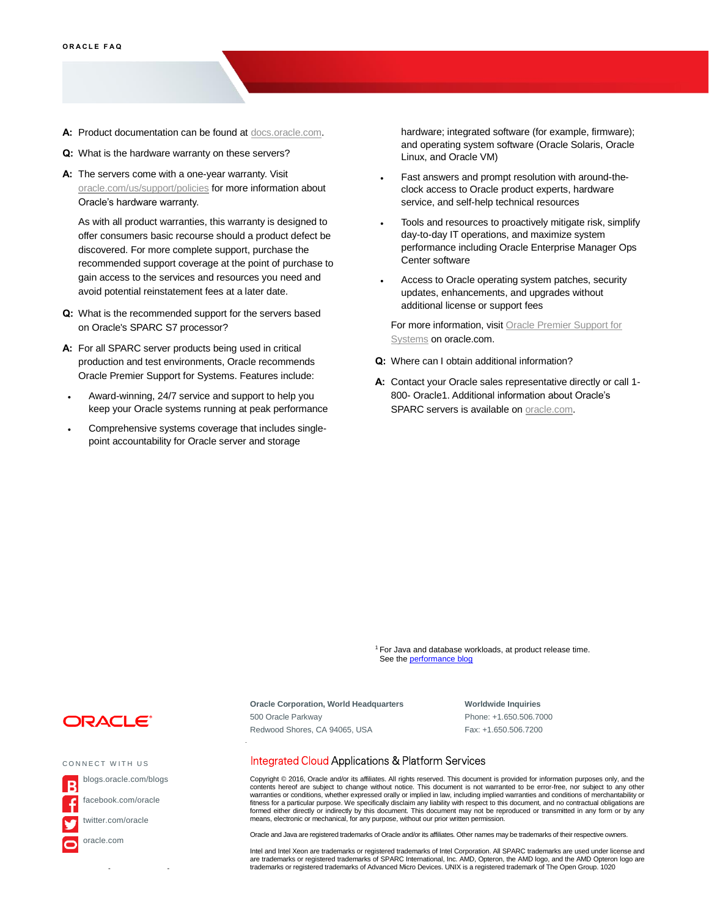**A:** Product documentation can be found at docs.oracle.com.

**Q:** What is the hardware warranty on these servers?

**A:** The servers come with a one-year warranty. Visit oracle.com/us/support/policies for more information about Oracle's hardware warranty.

As with all product warranties, this warranty is designed to offer consumers basic recourse should a product defect be discovered. For more complete support, purchase the recommended support coverage at the point of purchase to gain access to the services and resources you need and avoid potential reinstatement fees at a later date.

**Q:** What is the recommended support for the servers based on Oracle's SPARC S7 processor?

**A:** For all SPARC server products being used in critical production and test environments, Oracle recommends Oracle Premier Support for Systems. Features include:

- Award-winning, 24/7 service and support to help you keep your Oracle systems running at peak performance
- Comprehensive systems coverage that includes single-point accountability for Oracle server and storage hardware; integrated software (for example, firmware); and operating system software (Oracle Solaris, Oracle Linux, and Oracle VM)
- Fast answers and prompt resolution with around-the-clock access to Oracle product experts, hardware service, and self-help technical resources
- Tools and resources to proactively mitigate risk, simplify day-to-day IT operations, and maximize system performance including Oracle Enterprise Manager Ops Center software
- Access to Oracle operating system patches, security updates, enhancements, and upgrades without additional license or support fees

For more information, visit Oracle Premier Support for Systems on oracle.com.

**Q:** Where can I obtain additional information?

**A:** Contact your Oracle sales representative directly or call 1-800- Oracle1. Additional information about Oracle's SPARC servers is available on oracle.com.

[1] For Java and database workloads, at product release time. See the performance blog

ORACLE

**Oracle Corporation, World Headquarters**
500 Oracle Parkway
Redwood Shores, CA 94065, USA

**Worldwide Inquiries**
Phone: +1.650.506.7000
Fax: +1.650.506.7200

CONNECT WITH US

- blogs.oracle.com/blogs
- facebook.com/oracle
- twitter.com/oracle
- oracle.com

Integrated Cloud Applications & Platform Services

Copyright © 2016, Oracle and/or its affiliates. All rights reserved. This document is provided for information purposes only, and the contents hereof are subject to change without notice. This document is not warranted to be error-free, nor subject to any other warranties or conditions, whether expressed orally or implied in law, including implied warranties and conditions of merchantability or fitness for a particular purpose. We specifically disclaim any liability with respect to this document, and no contractual obligations are formed either directly or indirectly by this document. This document may not be reproduced or transmitted in any form or by any means, electronic or mechanical, for any purpose, without our prior written permission.

Oracle and Java are registered trademarks of Oracle and/or its affiliates. Other names may be trademarks of their respective owners.

Intel and Intel Xeon are trademarks or registered trademarks of Intel Corporation. All SPARC trademarks are used under license and are trademarks or registered trademarks of SPARC International, Inc. AMD, Opteron, the AMD logo, and the AMD Opteron logo are trademarks or registered trademarks of Advanced Micro Devices. UNIX is a registered trademark of The Open Group. 1020